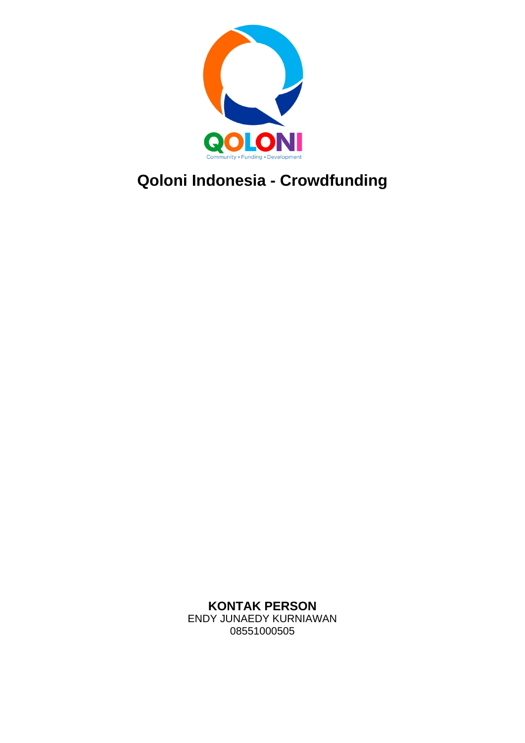# Qoloni Indonesia - Crowdfunding

**KONTAK PERSON**
ENDY JUNAEDY KURNIAWAN
08551000505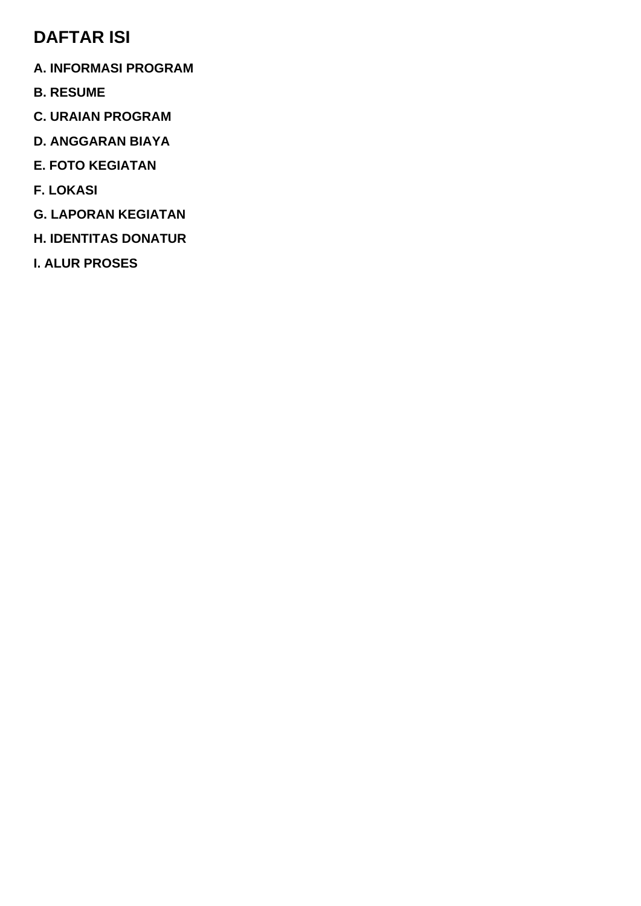# DAFTAR ISI

**A. INFORMASI PROGRAM**

**B. RESUME**

**C. URAIAN PROGRAM**

**D. ANGGARAN BIAYA**

**E. FOTO KEGIATAN**

**F. LOKASI**

**G. LAPORAN KEGIATAN**

**H. IDENTITAS DONATUR**

**I. ALUR PROSES**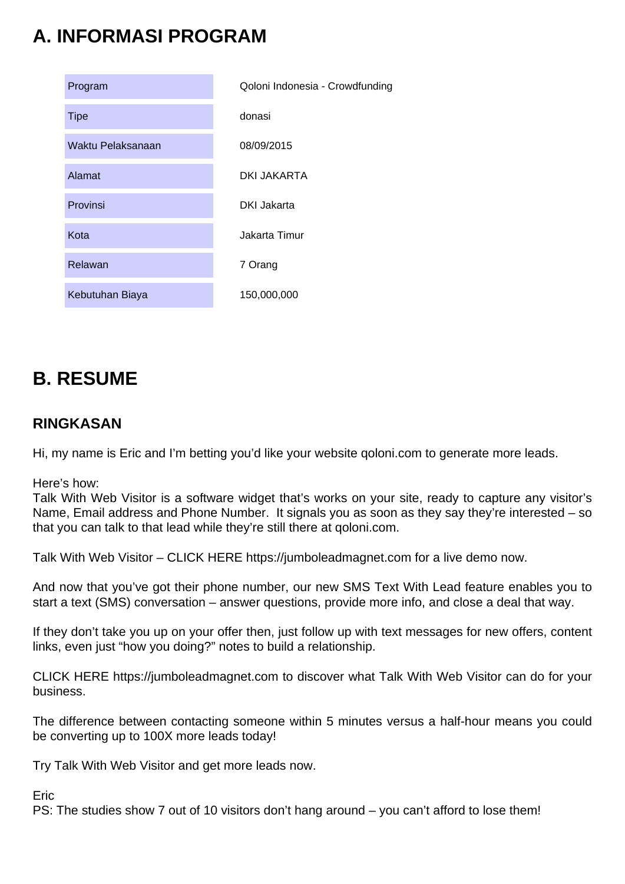# A. INFORMASI PROGRAM

| | |
|---|---|
| Program | Qoloni Indonesia - Crowdfunding |
| Tipe | donasi |
| Waktu Pelaksanaan | 08/09/2015 |
| Alamat | DKI JAKARTA |
| Provinsi | DKI Jakarta |
| Kota | Jakarta Timur |
| Relawan | 7 Orang |
| Kebutuhan Biaya | 150,000,000 |

# B. RESUME

## RINGKASAN

Hi, my name is Eric and I'm betting you'd like your website qoloni.com to generate more leads.

Here's how:
Talk With Web Visitor is a software widget that's works on your site, ready to capture any visitor's Name, Email address and Phone Number. It signals you as soon as they say they're interested – so that you can talk to that lead while they're still there at qoloni.com.

Talk With Web Visitor – CLICK HERE https://jumboleadmagnet.com for a live demo now.

And now that you've got their phone number, our new SMS Text With Lead feature enables you to start a text (SMS) conversation – answer questions, provide more info, and close a deal that way.

If they don't take you up on your offer then, just follow up with text messages for new offers, content links, even just "how you doing?" notes to build a relationship.

CLICK HERE https://jumboleadmagnet.com to discover what Talk With Web Visitor can do for your business.

The difference between contacting someone within 5 minutes versus a half-hour means you could be converting up to 100X more leads today!

Try Talk With Web Visitor and get more leads now.

Eric
PS: The studies show 7 out of 10 visitors don't hang around – you can't afford to lose them!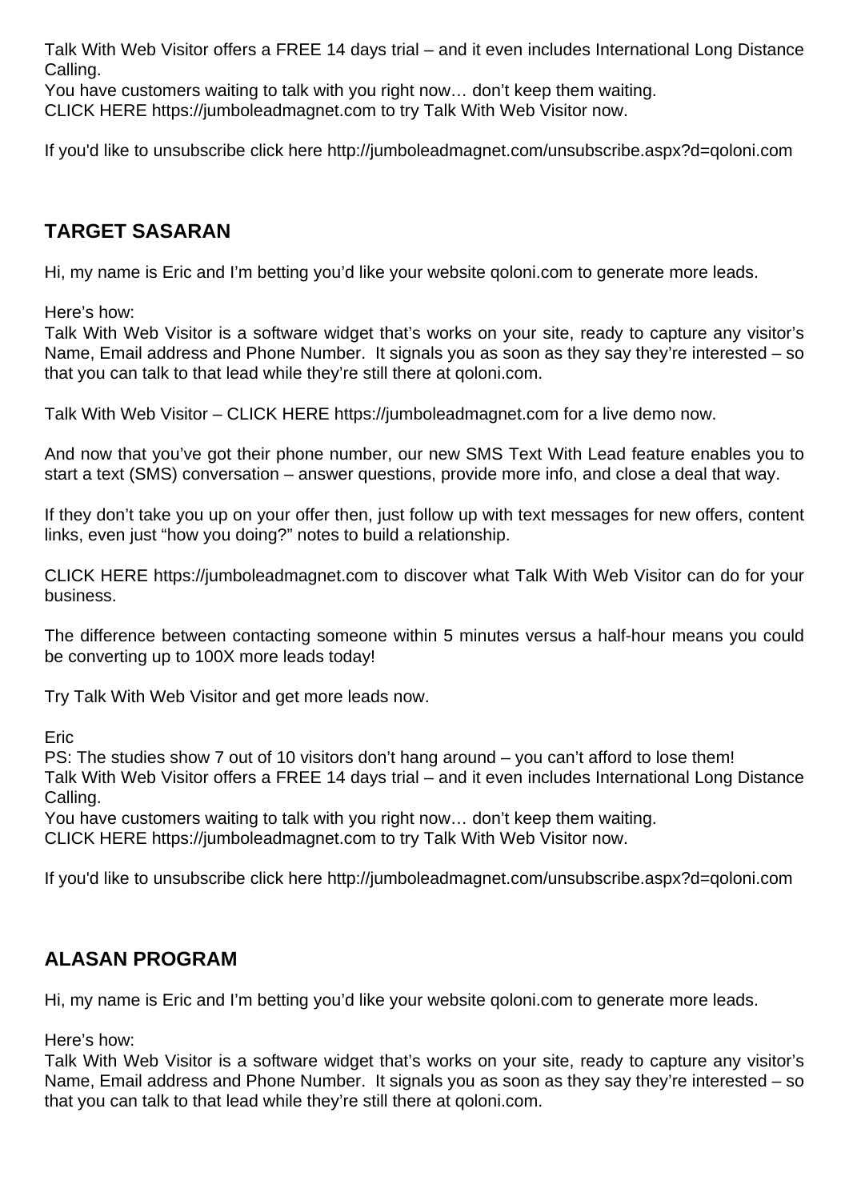Talk With Web Visitor offers a FREE 14 days trial – and it even includes International Long Distance Calling.
You have customers waiting to talk with you right now… don't keep them waiting.
CLICK HERE https://jumboleadmagnet.com to try Talk With Web Visitor now.

If you'd like to unsubscribe click here http://jumboleadmagnet.com/unsubscribe.aspx?d=qoloni.com

## TARGET SASARAN

Hi, my name is Eric and I'm betting you'd like your website qoloni.com to generate more leads.

Here's how:
Talk With Web Visitor is a software widget that's works on your site, ready to capture any visitor's Name, Email address and Phone Number. It signals you as soon as they say they're interested – so that you can talk to that lead while they're still there at qoloni.com.

Talk With Web Visitor – CLICK HERE https://jumboleadmagnet.com for a live demo now.

And now that you've got their phone number, our new SMS Text With Lead feature enables you to start a text (SMS) conversation – answer questions, provide more info, and close a deal that way.

If they don't take you up on your offer then, just follow up with text messages for new offers, content links, even just "how you doing?" notes to build a relationship.

CLICK HERE https://jumboleadmagnet.com to discover what Talk With Web Visitor can do for your business.

The difference between contacting someone within 5 minutes versus a half-hour means you could be converting up to 100X more leads today!

Try Talk With Web Visitor and get more leads now.

Eric
PS: The studies show 7 out of 10 visitors don't hang around – you can't afford to lose them!
Talk With Web Visitor offers a FREE 14 days trial – and it even includes International Long Distance Calling.
You have customers waiting to talk with you right now… don't keep them waiting.
CLICK HERE https://jumboleadmagnet.com to try Talk With Web Visitor now.

If you'd like to unsubscribe click here http://jumboleadmagnet.com/unsubscribe.aspx?d=qoloni.com

## ALASAN PROGRAM

Hi, my name is Eric and I'm betting you'd like your website qoloni.com to generate more leads.

Here's how:
Talk With Web Visitor is a software widget that's works on your site, ready to capture any visitor's Name, Email address and Phone Number. It signals you as soon as they say they're interested – so that you can talk to that lead while they're still there at qoloni.com.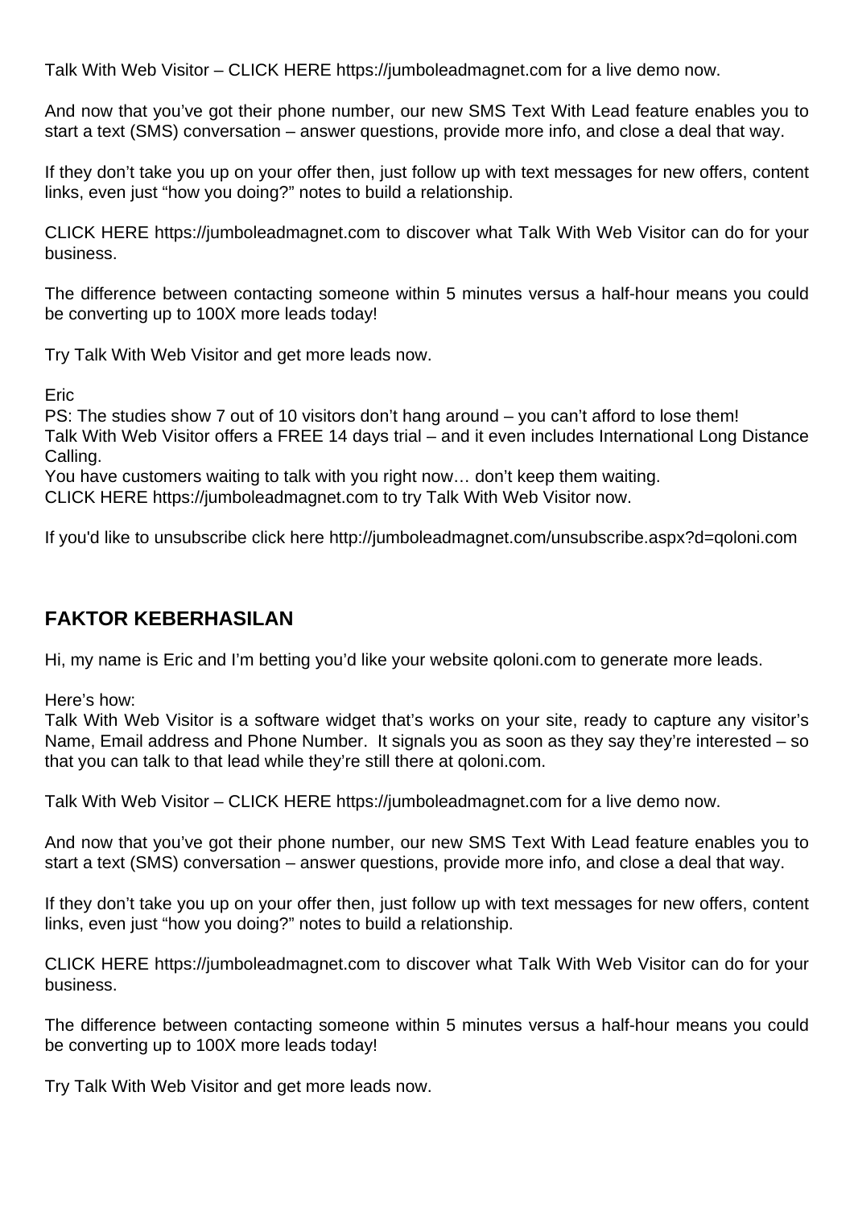Talk With Web Visitor – CLICK HERE https://jumboleadmagnet.com for a live demo now.

And now that you've got their phone number, our new SMS Text With Lead feature enables you to start a text (SMS) conversation – answer questions, provide more info, and close a deal that way.

If they don't take you up on your offer then, just follow up with text messages for new offers, content links, even just "how you doing?" notes to build a relationship.

CLICK HERE https://jumboleadmagnet.com to discover what Talk With Web Visitor can do for your business.

The difference between contacting someone within 5 minutes versus a half-hour means you could be converting up to 100X more leads today!

Try Talk With Web Visitor and get more leads now.

Eric
PS: The studies show 7 out of 10 visitors don't hang around – you can't afford to lose them!
Talk With Web Visitor offers a FREE 14 days trial – and it even includes International Long Distance Calling.
You have customers waiting to talk with you right now… don't keep them waiting.
CLICK HERE https://jumboleadmagnet.com to try Talk With Web Visitor now.

If you'd like to unsubscribe click here http://jumboleadmagnet.com/unsubscribe.aspx?d=qoloni.com

## FAKTOR KEBERHASILAN

Hi, my name is Eric and I'm betting you'd like your website qoloni.com to generate more leads.

Here's how:
Talk With Web Visitor is a software widget that's works on your site, ready to capture any visitor's Name, Email address and Phone Number. It signals you as soon as they say they're interested – so that you can talk to that lead while they're still there at qoloni.com.

Talk With Web Visitor – CLICK HERE https://jumboleadmagnet.com for a live demo now.

And now that you've got their phone number, our new SMS Text With Lead feature enables you to start a text (SMS) conversation – answer questions, provide more info, and close a deal that way.

If they don't take you up on your offer then, just follow up with text messages for new offers, content links, even just "how you doing?" notes to build a relationship.

CLICK HERE https://jumboleadmagnet.com to discover what Talk With Web Visitor can do for your business.

The difference between contacting someone within 5 minutes versus a half-hour means you could be converting up to 100X more leads today!

Try Talk With Web Visitor and get more leads now.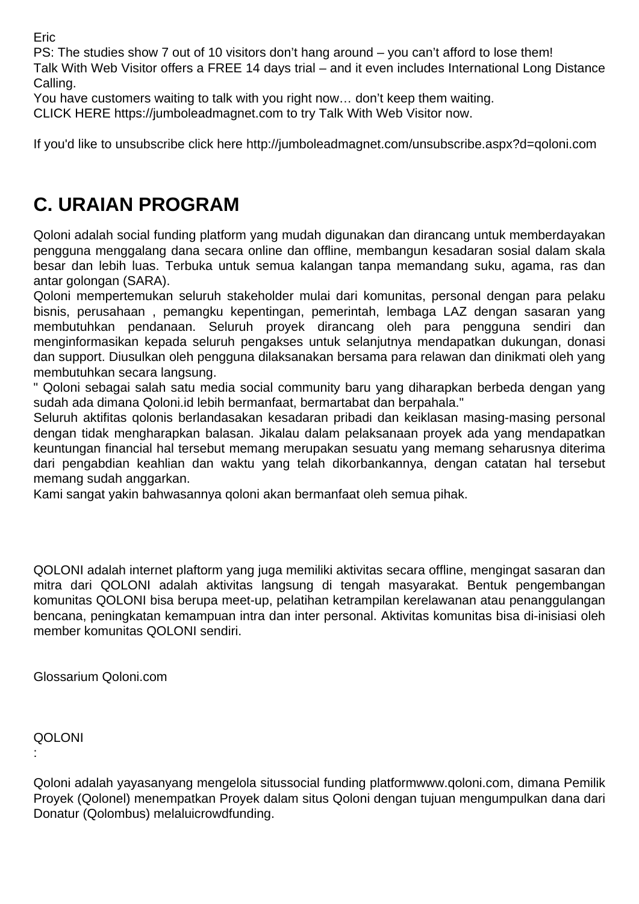Eric
PS: The studies show 7 out of 10 visitors don't hang around – you can't afford to lose them!
Talk With Web Visitor offers a FREE 14 days trial – and it even includes International Long Distance Calling.
You have customers waiting to talk with you right now… don't keep them waiting.
CLICK HERE https://jumboleadmagnet.com to try Talk With Web Visitor now.

If you'd like to unsubscribe click here http://jumboleadmagnet.com/unsubscribe.aspx?d=qoloni.com

## C. URAIAN PROGRAM

Qoloni adalah social funding platform yang mudah digunakan dan dirancang untuk memberdayakan pengguna menggalang dana secara online dan offline, membangun kesadaran sosial dalam skala besar dan lebih luas. Terbuka untuk semua kalangan tanpa memandang suku, agama, ras dan antar golongan (SARA).
Qoloni mempertemukan seluruh stakeholder mulai dari komunitas, personal dengan para pelaku bisnis, perusahaan , pemangku kepentingan, pemerintah, lembaga LAZ dengan sasaran yang membutuhkan pendanaan. Seluruh proyek dirancang oleh para pengguna sendiri dan menginformasikan kepada seluruh pengakses untuk selanjutnya mendapatkan dukungan, donasi dan support. Diusulkan oleh pengguna dilaksanakan bersama para relawan dan dinikmati oleh yang membutuhkan secara langsung.
" Qoloni sebagai salah satu media social community baru yang diharapkan berbeda dengan yang sudah ada dimana Qoloni.id lebih bermanfaat, bermartabat dan berpahala."
Seluruh aktifitas qolonis berlandasakan kesadaran pribadi dan keiklasan masing-masing personal dengan tidak mengharapkan balasan. Jikalau dalam pelaksanaan proyek ada yang mendapatkan keuntungan financial hal tersebut memang merupakan sesuatu yang memang seharusnya diterima dari pengabdian keahlian dan waktu yang telah dikorbankannya, dengan catatan hal tersebut memang sudah anggarkan.
Kami sangat yakin bahwasannya qoloni akan bermanfaat oleh semua pihak.

QOLONI adalah internet plaftorm yang juga memiliki aktivitas secara offline, mengingat sasaran dan mitra dari QOLONI adalah aktivitas langsung di tengah masyarakat. Bentuk pengembangan komunitas QOLONI bisa berupa meet-up, pelatihan ketrampilan kerelawanan atau penanggulangan bencana, peningkatan kemampuan intra dan inter personal. Aktivitas komunitas bisa di-inisiasi oleh member komunitas QOLONI sendiri.

Glossarium Qoloni.com

QOLONI
:

Qoloni adalah yayasanyang mengelola situssocial funding platformwww.qoloni.com, dimana Pemilik Proyek (Qolonel) menempatkan Proyek dalam situs Qoloni dengan tujuan mengumpulkan dana dari Donatur (Qolombus) melaluicrowdfunding.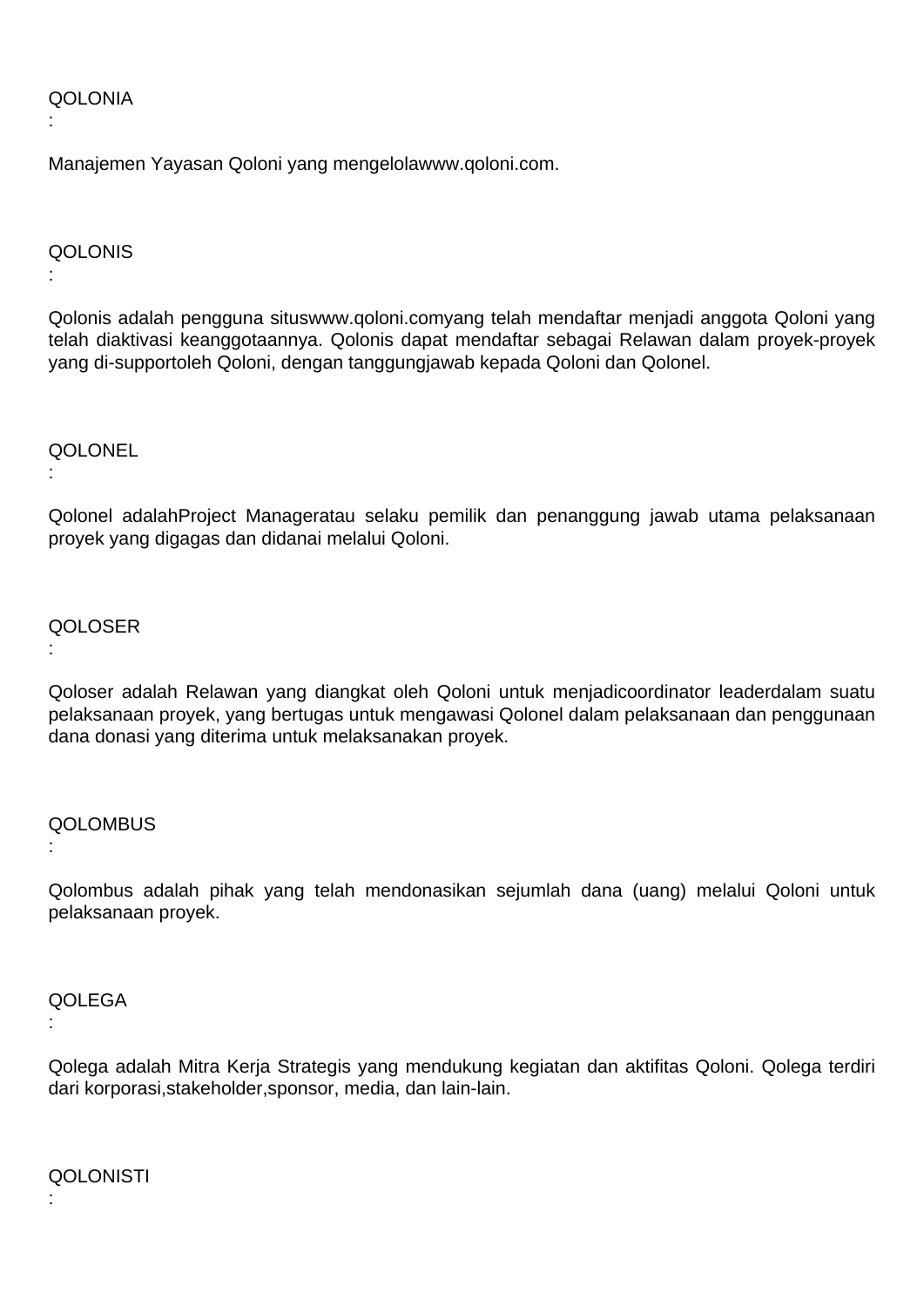QOLONIA

:

Manajemen Yayasan Qoloni yang mengelolawww.qoloni.com.

QOLONIS

:

Qolonis adalah pengguna situswww.qoloni.comyang telah mendaftar menjadi anggota Qoloni yang telah diaktivasi keanggotaannya. Qolonis dapat mendaftar sebagai Relawan dalam proyek-proyek yang di-supportoleh Qoloni, dengan tanggungjawab kepada Qoloni dan Qolonel.

QOLONEL

:

Qolonel adalahProject Manageratau selaku pemilik dan penanggung jawab utama pelaksanaan proyek yang digagas dan didanai melalui Qoloni.

QOLOSER

:

Qoloser adalah Relawan yang diangkat oleh Qoloni untuk menjadicoordinator leaderdalam suatu pelaksanaan proyek, yang bertugas untuk mengawasi Qolonel dalam pelaksanaan dan penggunaan dana donasi yang diterima untuk melaksanakan proyek.

QOLOMBUS

:

Qolombus adalah pihak yang telah mendonasikan sejumlah dana (uang) melalui Qoloni untuk pelaksanaan proyek.

QOLEGA

:

Qolega adalah Mitra Kerja Strategis yang mendukung kegiatan dan aktifitas Qoloni. Qolega terdiri dari korporasi,stakeholder,sponsor, media, dan lain-lain.

QOLONISTI

: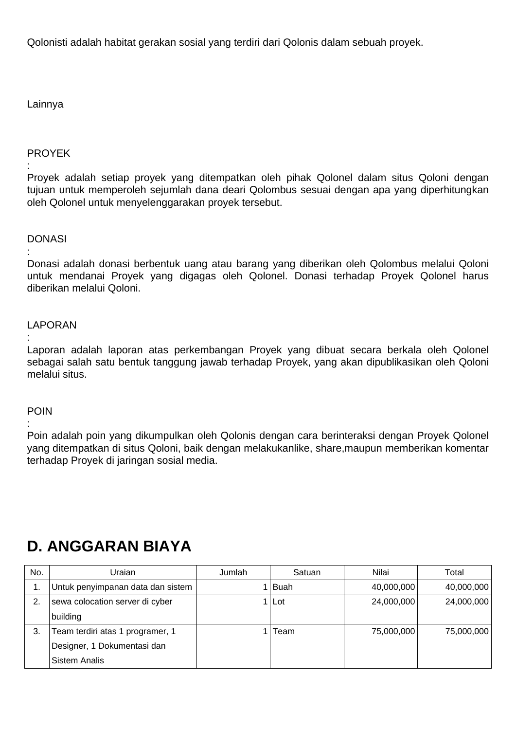Qolonisti adalah habitat gerakan sosial yang terdiri dari Qolonis dalam sebuah proyek.

Lainnya

PROYEK

:

Proyek adalah setiap proyek yang ditempatkan oleh pihak Qolonel dalam situs Qoloni dengan tujuan untuk memperoleh sejumlah dana deari Qolombus sesuai dengan apa yang diperhitungkan oleh Qolonel untuk menyelenggarakan proyek tersebut.

DONASI

:

Donasi adalah donasi berbentuk uang atau barang yang diberikan oleh Qolombus melalui Qoloni untuk mendanai Proyek yang digagas oleh Qolonel. Donasi terhadap Proyek Qolonel harus diberikan melalui Qoloni.

LAPORAN

:

Laporan adalah laporan atas perkembangan Proyek yang dibuat secara berkala oleh Qolonel sebagai salah satu bentuk tanggung jawab terhadap Proyek, yang akan dipublikasikan oleh Qoloni melalui situs.

POIN

:

Poin adalah poin yang dikumpulkan oleh Qolonis dengan cara berinteraksi dengan Proyek Qolonel yang ditempatkan di situs Qoloni, baik dengan melakukanlike, share,maupun memberikan komentar terhadap Proyek di jaringan sosial media.

## D. ANGGARAN BIAYA

| No. | Uraian | Jumlah | Satuan | Nilai | Total |
|---|---|---|---|---|---|
| 1. | Untuk penyimpanan data dan sistem | 1 | Buah | 40,000,000 | 40,000,000 |
| 2. | sewa colocation server di cyber building | 1 | Lot | 24,000,000 | 24,000,000 |
| 3. | Team terdiri atas 1 programer, 1 Designer, 1 Dokumentasi dan Sistem Analis | 1 | Team | 75,000,000 | 75,000,000 |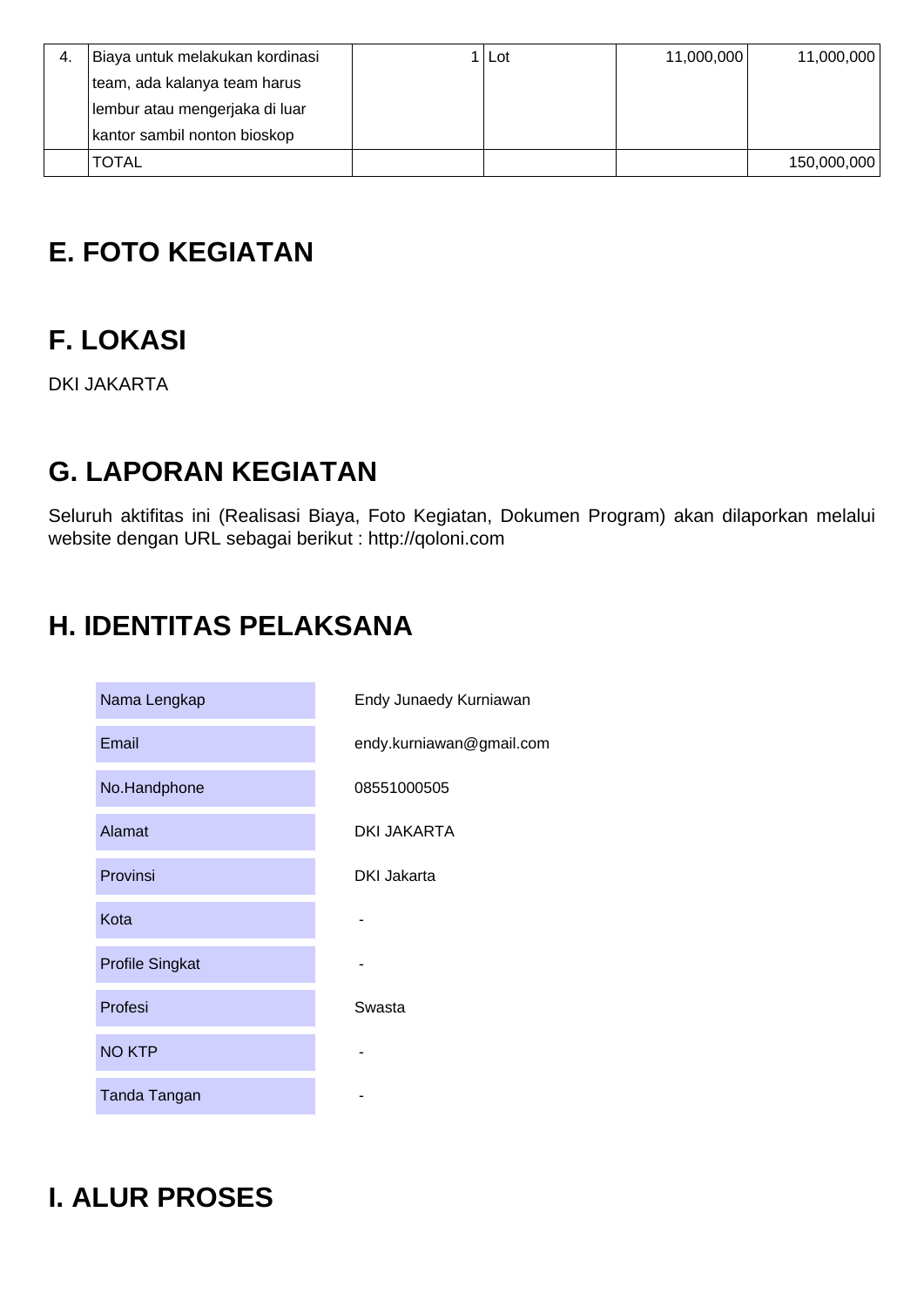| | | | | | |
|---|---|---|---|---|---|
| 4. | Biaya untuk melakukan kordinasi team, ada kalanya team harus lembur atau mengerjaka di luar kantor sambil nonton bioskop | 1 | Lot | 11,000,000 | 11,000,000 |
| | TOTAL | | | | 150,000,000 |

## E. FOTO KEGIATAN

## F. LOKASI

DKI JAKARTA

## G. LAPORAN KEGIATAN

Seluruh aktifitas ini (Realisasi Biaya, Foto Kegiatan, Dokumen Program) akan dilaporkan melalui website dengan URL sebagai berikut : http://qoloni.com

## H. IDENTITAS PELAKSANA

| | |
|---|---|
| Nama Lengkap | Endy Junaedy Kurniawan |
| Email | endy.kurniawan@gmail.com |
| No.Handphone | 08551000505 |
| Alamat | DKI JAKARTA |
| Provinsi | DKI Jakarta |
| Kota | - |
| Profile Singkat | - |
| Profesi | Swasta |
| NO KTP | - |
| Tanda Tangan | - |

## I. ALUR PROSES